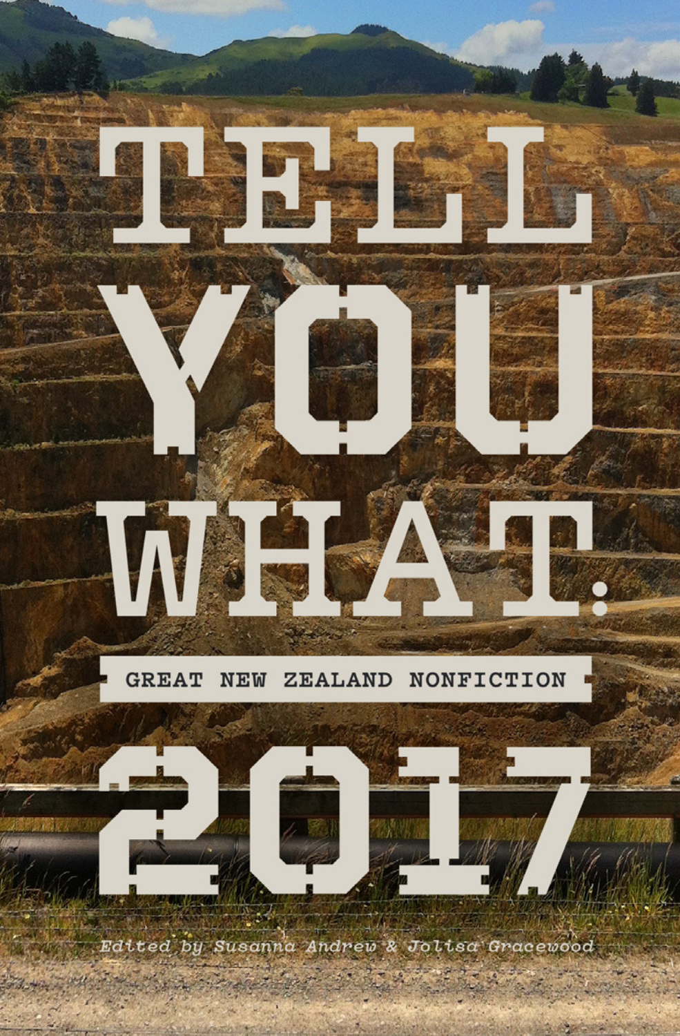# TELL YOU WHAT:

## GREAT NEW ZEALAND NONFICTION

# 2017

Edited by Susanna Andrew & Jolisa Gracewood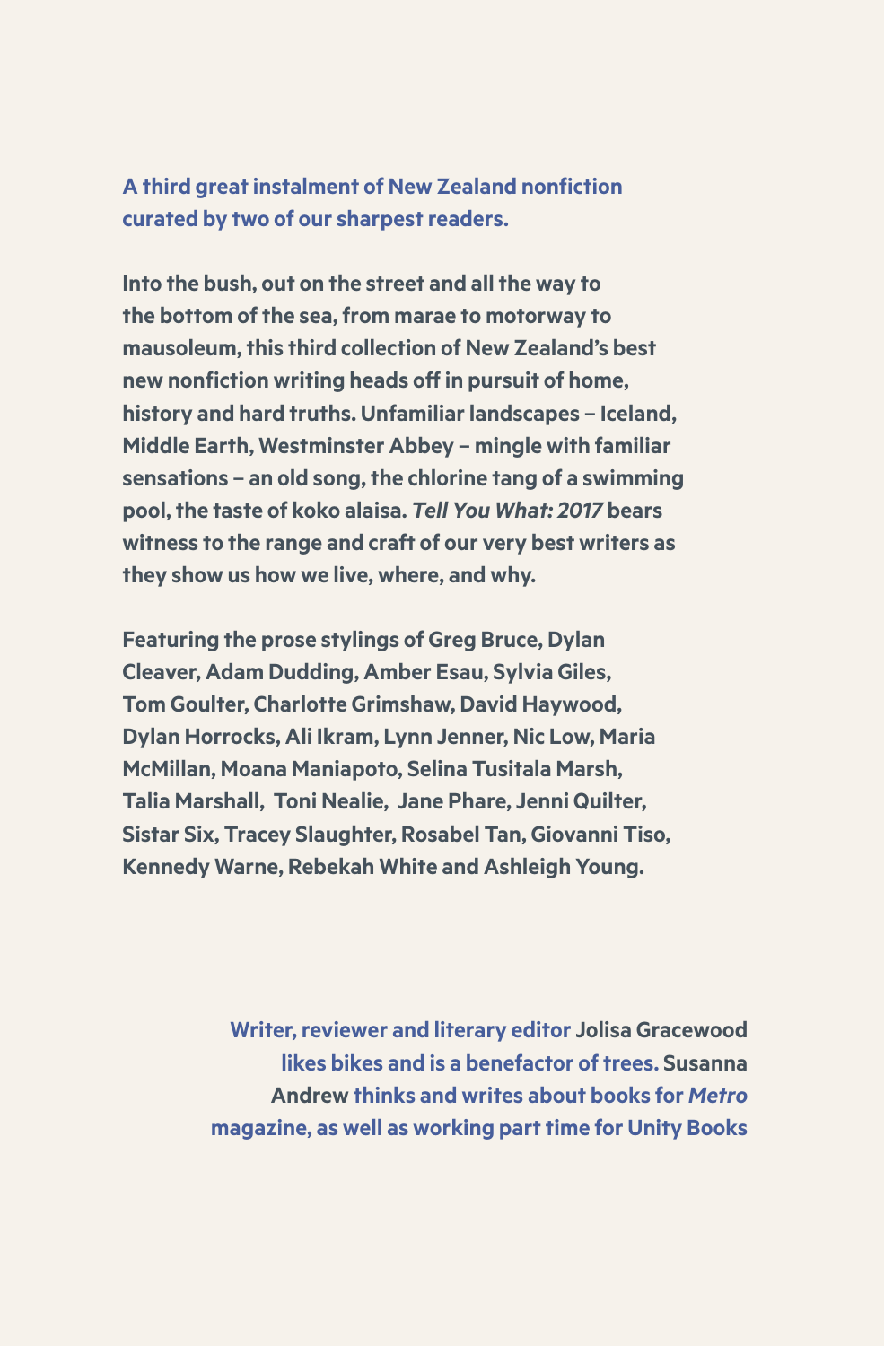**A third great instalment of New Zealand nonfiction curated by two of our sharpest readers.**

**Into the bush, out on the street and all the way to the bottom of the sea, from marae to motorway to mausoleum, this third collection of New Zealand's best new nonfiction writing heads off in pursuit of home, history and hard truths. Unfamiliar landscapes – Iceland, Middle Earth, Westminster Abbey – mingle with familiar sensations – an old song, the chlorine tang of a swimming pool, the taste of koko alaisa. *Tell You What: 2017* bears witness to the range and craft of our very best writers as they show us how we live, where, and why.**

**Featuring the prose stylings of Greg Bruce, Dylan Cleaver, Adam Dudding, Amber Esau, Sylvia Giles, Tom Goulter, Charlotte Grimshaw, David Haywood, Dylan Horrocks, Ali Ikram, Lynn Jenner, Nic Low, Maria McMillan, Moana Maniapoto, Selina Tusitala Marsh, Talia Marshall, Toni Nealie, Jane Phare, Jenni Quilter, Sistar Six, Tracey Slaughter, Rosabel Tan, Giovanni Tiso, Kennedy Warne, Rebekah White and Ashleigh Young.**

**Writer, reviewer and literary editor Jolisa Gracewood likes bikes and is a benefactor of trees. Susanna Andrew thinks and writes about books for *Metro* magazine, as well as working part time for Unity Books**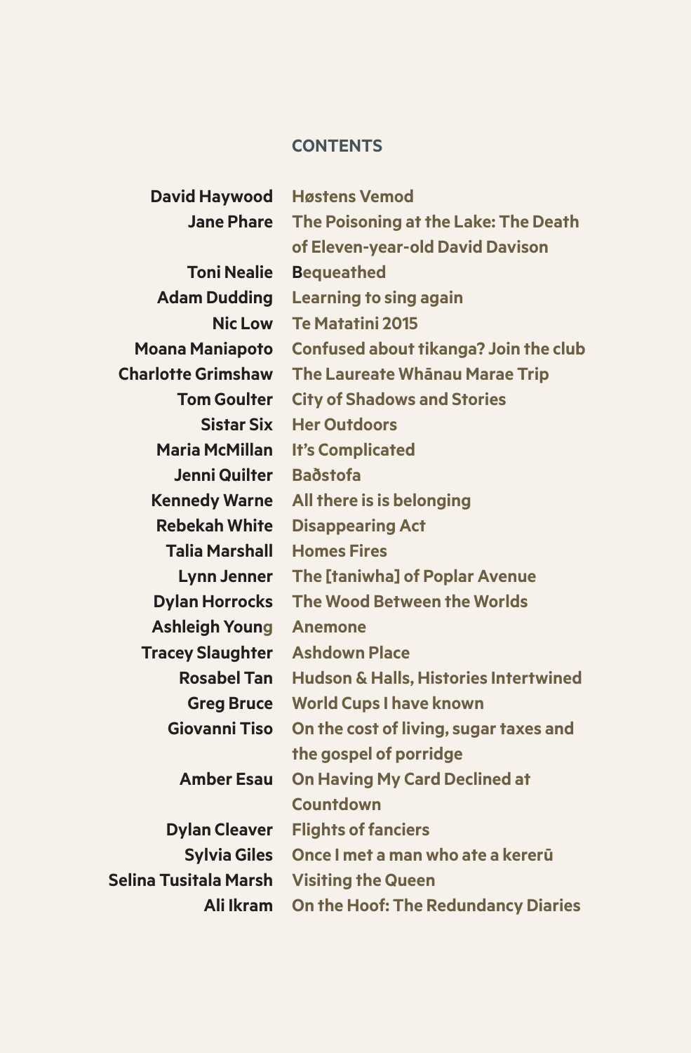## CONTENTS

| | |
|---|---|
| **David Haywood** | **Høstens Vemod** |
| **Jane Phare** | **The Poisoning at the Lake: The Death of Eleven-year-old David Davison** |
| **Toni Nealie** | **Bequeathed** |
| **Adam Dudding** | **Learning to sing again** |
| **Nic Low** | **Te Matatini 2015** |
| **Moana Maniapoto** | **Confused about tikanga? Join the club** |
| **Charlotte Grimshaw** | **The Laureate Whānau Marae Trip** |
| **Tom Goulter** | **City of Shadows and Stories** |
| **Sistar Six** | **Her Outdoors** |
| **Maria McMillan** | **It's Complicated** |
| **Jenni Quilter** | **Baðstofa** |
| **Kennedy Warne** | **All there is is belonging** |
| **Rebekah White** | **Disappearing Act** |
| **Talia Marshall** | **Homes Fires** |
| **Lynn Jenner** | **The [taniwha] of Poplar Avenue** |
| **Dylan Horrocks** | **The Wood Between the Worlds** |
| **Ashleigh Young** | **Anemone** |
| **Tracey Slaughter** | **Ashdown Place** |
| **Rosabel Tan** | **Hudson & Halls, Histories Intertwined** |
| **Greg Bruce** | **World Cups I have known** |
| **Giovanni Tiso** | **On the cost of living, sugar taxes and the gospel of porridge** |
| **Amber Esau** | **On Having My Card Declined at Countdown** |
| **Dylan Cleaver** | **Flights of fanciers** |
| **Sylvia Giles** | **Once I met a man who ate a kererū** |
| **Selina Tusitala Marsh** | **Visiting the Queen** |
| **Ali Ikram** | **On the Hoof: The Redundancy Diaries** |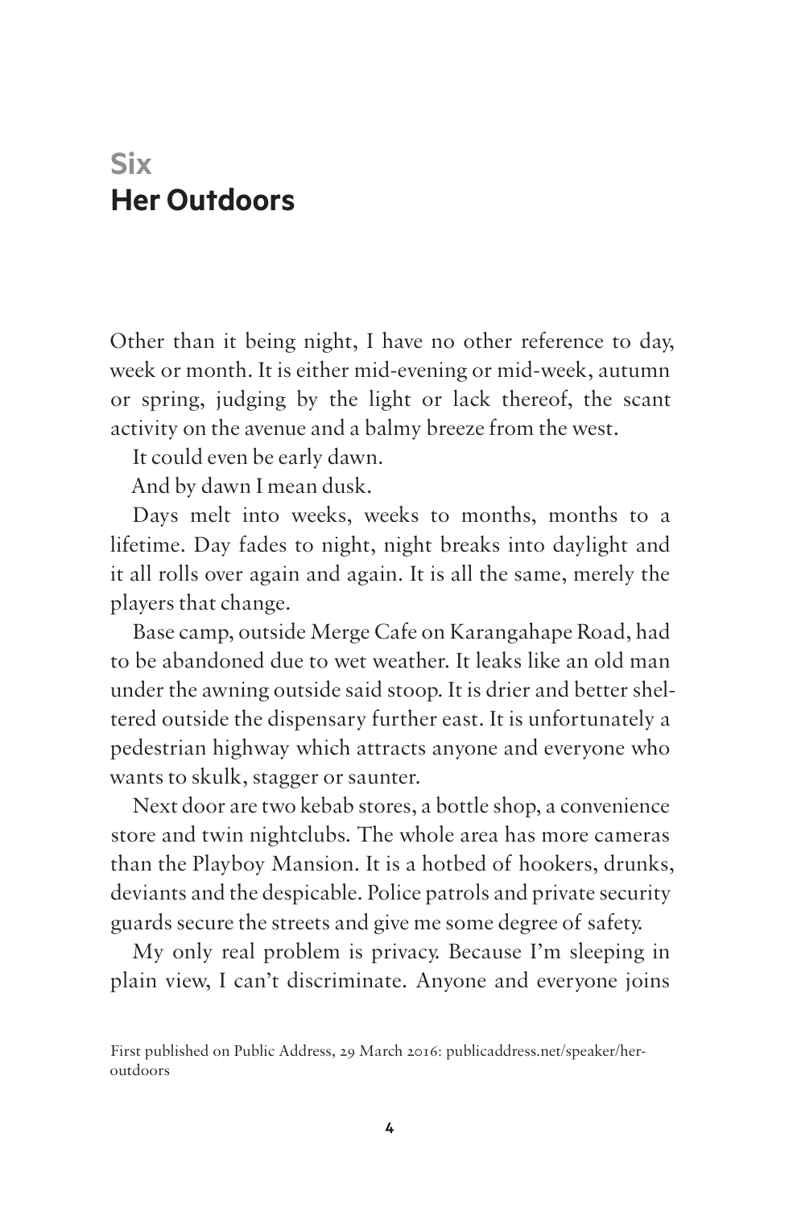# Six
# Her Outdoors

Other than it being night, I have no other reference to day, week or month. It is either mid-evening or mid-week, autumn or spring, judging by the light or lack thereof, the scant activity on the avenue and a balmy breeze from the west.

It could even be early dawn.

And by dawn I mean dusk.

Days melt into weeks, weeks to months, months to a lifetime. Day fades to night, night breaks into daylight and it all rolls over again and again. It is all the same, merely the players that change.

Base camp, outside Merge Cafe on Karangahape Road, had to be abandoned due to wet weather. It leaks like an old man under the awning outside said stoop. It is drier and better sheltered outside the dispensary further east. It is unfortunately a pedestrian highway which attracts anyone and everyone who wants to skulk, stagger or saunter.

Next door are two kebab stores, a bottle shop, a convenience store and twin nightclubs. The whole area has more cameras than the Playboy Mansion. It is a hotbed of hookers, drunks, deviants and the despicable. Police patrols and private security guards secure the streets and give me some degree of safety.

My only real problem is privacy. Because I'm sleeping in plain view, I can't discriminate. Anyone and everyone joins

First published on Public Address, 29 March 2016: publicaddress.net/speaker/her-outdoors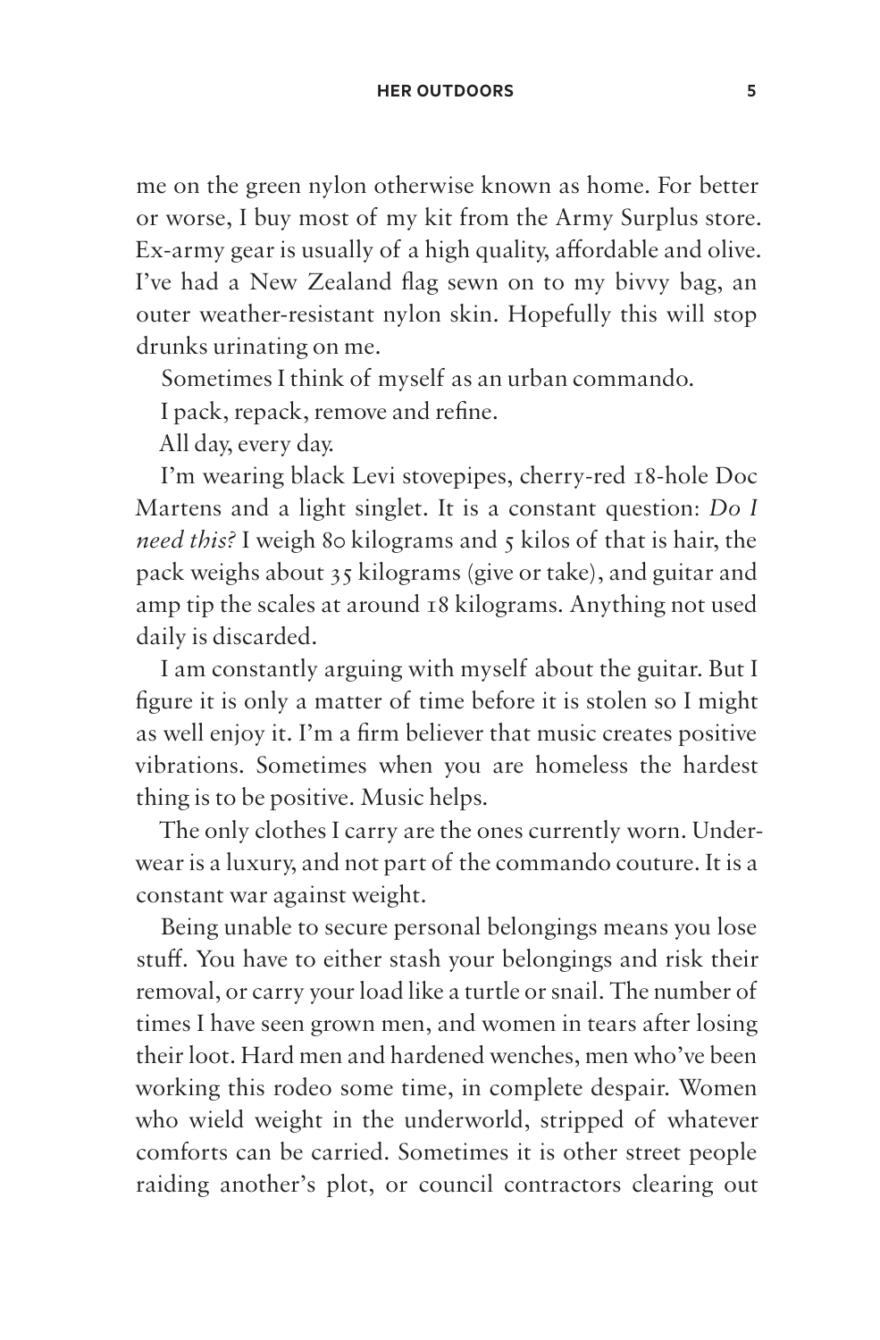me on the green nylon otherwise known as home. For better or worse, I buy most of my kit from the Army Surplus store. Ex-army gear is usually of a high quality, affordable and olive. I've had a New Zealand flag sewn on to my bivvy bag, an outer weather-resistant nylon skin. Hopefully this will stop drunks urinating on me.

Sometimes I think of myself as an urban commando.

I pack, repack, remove and refine.

All day, every day.

I'm wearing black Levi stovepipes, cherry-red 18-hole Doc Martens and a light singlet. It is a constant question: *Do I need this?* I weigh 80 kilograms and 5 kilos of that is hair, the pack weighs about 35 kilograms (give or take), and guitar and amp tip the scales at around 18 kilograms. Anything not used daily is discarded.

I am constantly arguing with myself about the guitar. But I figure it is only a matter of time before it is stolen so I might as well enjoy it. I'm a firm believer that music creates positive vibrations. Sometimes when you are homeless the hardest thing is to be positive. Music helps.

The only clothes I carry are the ones currently worn. Underwear is a luxury, and not part of the commando couture. It is a constant war against weight.

Being unable to secure personal belongings means you lose stuff. You have to either stash your belongings and risk their removal, or carry your load like a turtle or snail. The number of times I have seen grown men, and women in tears after losing their loot. Hard men and hardened wenches, men who've been working this rodeo some time, in complete despair. Women who wield weight in the underworld, stripped of whatever comforts can be carried. Sometimes it is other street people raiding another's plot, or council contractors clearing out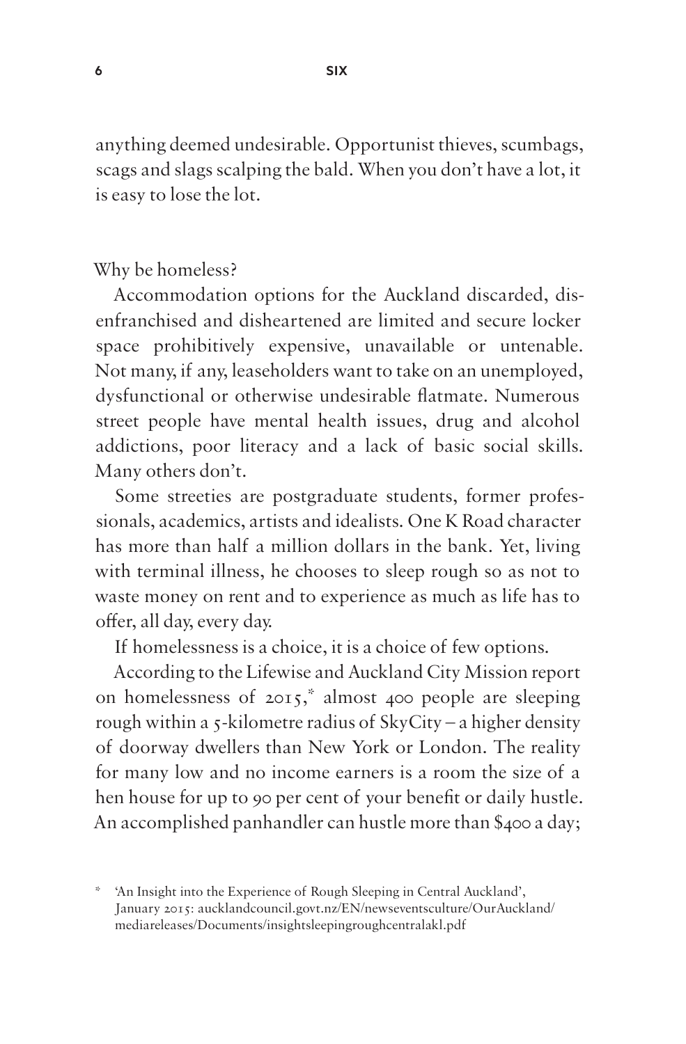anything deemed undesirable. Opportunist thieves, scumbags, scags and slags scalping the bald. When you don't have a lot, it is easy to lose the lot.

Why be homeless?

Accommodation options for the Auckland discarded, disenfranchised and disheartened are limited and secure locker space prohibitively expensive, unavailable or untenable. Not many, if any, leaseholders want to take on an unemployed, dysfunctional or otherwise undesirable flatmate. Numerous street people have mental health issues, drug and alcohol addictions, poor literacy and a lack of basic social skills. Many others don't.

Some streeties are postgraduate students, former professionals, academics, artists and idealists. One K Road character has more than half a million dollars in the bank. Yet, living with terminal illness, he chooses to sleep rough so as not to waste money on rent and to experience as much as life has to offer, all day, every day.

If homelessness is a choice, it is a choice of few options.

According to the Lifewise and Auckland City Mission report on homelessness of 2015,* almost 400 people are sleeping rough within a 5-kilometre radius of SkyCity – a higher density of doorway dwellers than New York or London. The reality for many low and no income earners is a room the size of a hen house for up to 90 per cent of your benefit or daily hustle. An accomplished panhandler can hustle more than $400 a day;

* 'An Insight into the Experience of Rough Sleeping in Central Auckland', January 2015: aucklandcouncil.govt.nz/EN/newseventsculture/OurAuckland/mediareleases/Documents/insightsleepingroughcentralakl.pdf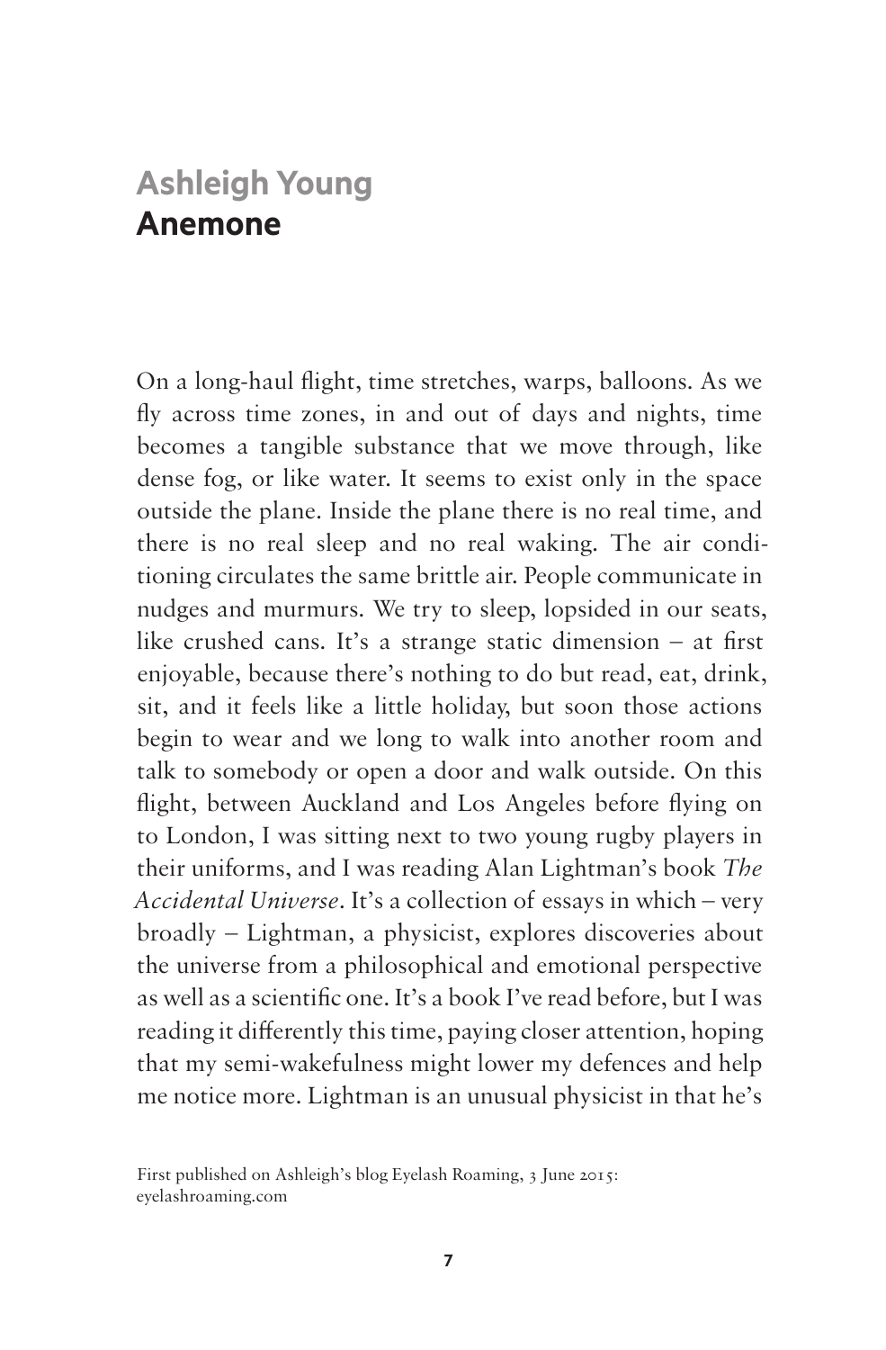# Ashleigh Young
## Anemone

On a long-haul flight, time stretches, warps, balloons. As we fly across time zones, in and out of days and nights, time becomes a tangible substance that we move through, like dense fog, or like water. It seems to exist only in the space outside the plane. Inside the plane there is no real time, and there is no real sleep and no real waking. The air conditioning circulates the same brittle air. People communicate in nudges and murmurs. We try to sleep, lopsided in our seats, like crushed cans. It's a strange static dimension – at first enjoyable, because there's nothing to do but read, eat, drink, sit, and it feels like a little holiday, but soon those actions begin to wear and we long to walk into another room and talk to somebody or open a door and walk outside. On this flight, between Auckland and Los Angeles before flying on to London, I was sitting next to two young rugby players in their uniforms, and I was reading Alan Lightman's book *The Accidental Universe*. It's a collection of essays in which – very broadly – Lightman, a physicist, explores discoveries about the universe from a philosophical and emotional perspective as well as a scientific one. It's a book I've read before, but I was reading it differently this time, paying closer attention, hoping that my semi-wakefulness might lower my defences and help me notice more. Lightman is an unusual physicist in that he's

First published on Ashleigh's blog Eyelash Roaming, 3 June 2015: eyelashroaming.com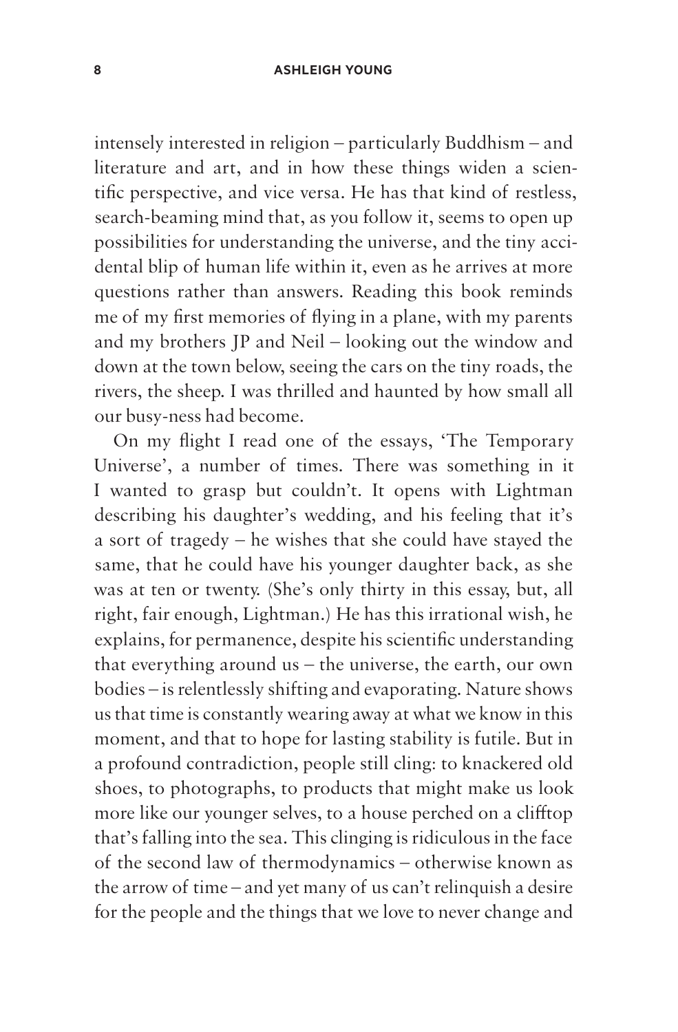intensely interested in religion – particularly Buddhism – and literature and art, and in how these things widen a scientific perspective, and vice versa. He has that kind of restless, search-beaming mind that, as you follow it, seems to open up possibilities for understanding the universe, and the tiny accidental blip of human life within it, even as he arrives at more questions rather than answers. Reading this book reminds me of my first memories of flying in a plane, with my parents and my brothers JP and Neil – looking out the window and down at the town below, seeing the cars on the tiny roads, the rivers, the sheep. I was thrilled and haunted by how small all our busy-ness had become.

On my flight I read one of the essays, 'The Temporary Universe', a number of times. There was something in it I wanted to grasp but couldn't. It opens with Lightman describing his daughter's wedding, and his feeling that it's a sort of tragedy – he wishes that she could have stayed the same, that he could have his younger daughter back, as she was at ten or twenty. (She's only thirty in this essay, but, all right, fair enough, Lightman.) He has this irrational wish, he explains, for permanence, despite his scientific understanding that everything around us – the universe, the earth, our own bodies – is relentlessly shifting and evaporating. Nature shows us that time is constantly wearing away at what we know in this moment, and that to hope for lasting stability is futile. But in a profound contradiction, people still cling: to knackered old shoes, to photographs, to products that might make us look more like our younger selves, to a house perched on a clifftop that's falling into the sea. This clinging is ridiculous in the face of the second law of thermodynamics – otherwise known as the arrow of time – and yet many of us can't relinquish a desire for the people and the things that we love to never change and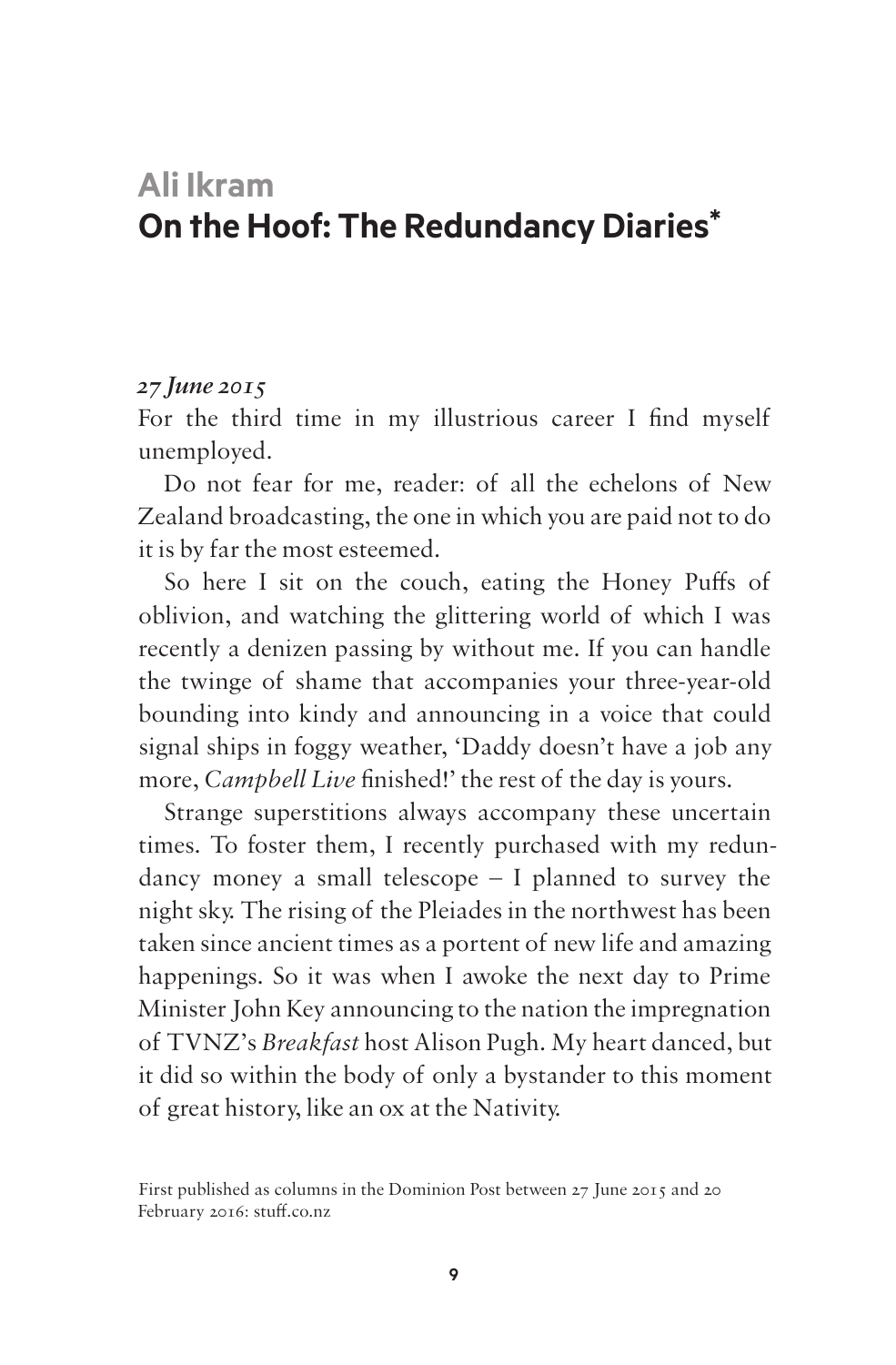# Ali Ikram
# On the Hoof: The Redundancy Diaries*

*27 June 2015*

For the third time in my illustrious career I find myself unemployed.

Do not fear for me, reader: of all the echelons of New Zealand broadcasting, the one in which you are paid not to do it is by far the most esteemed.

So here I sit on the couch, eating the Honey Puffs of oblivion, and watching the glittering world of which I was recently a denizen passing by without me. If you can handle the twinge of shame that accompanies your three-year-old bounding into kindy and announcing in a voice that could signal ships in foggy weather, 'Daddy doesn't have a job any more, *Campbell Live* finished!' the rest of the day is yours.

Strange superstitions always accompany these uncertain times. To foster them, I recently purchased with my redundancy money a small telescope – I planned to survey the night sky. The rising of the Pleiades in the northwest has been taken since ancient times as a portent of new life and amazing happenings. So it was when I awoke the next day to Prime Minister John Key announcing to the nation the impregnation of TVNZ's *Breakfast* host Alison Pugh. My heart danced, but it did so within the body of only a bystander to this moment of great history, like an ox at the Nativity.

First published as columns in the Dominion Post between 27 June 2015 and 20 February 2016: stuff.co.nz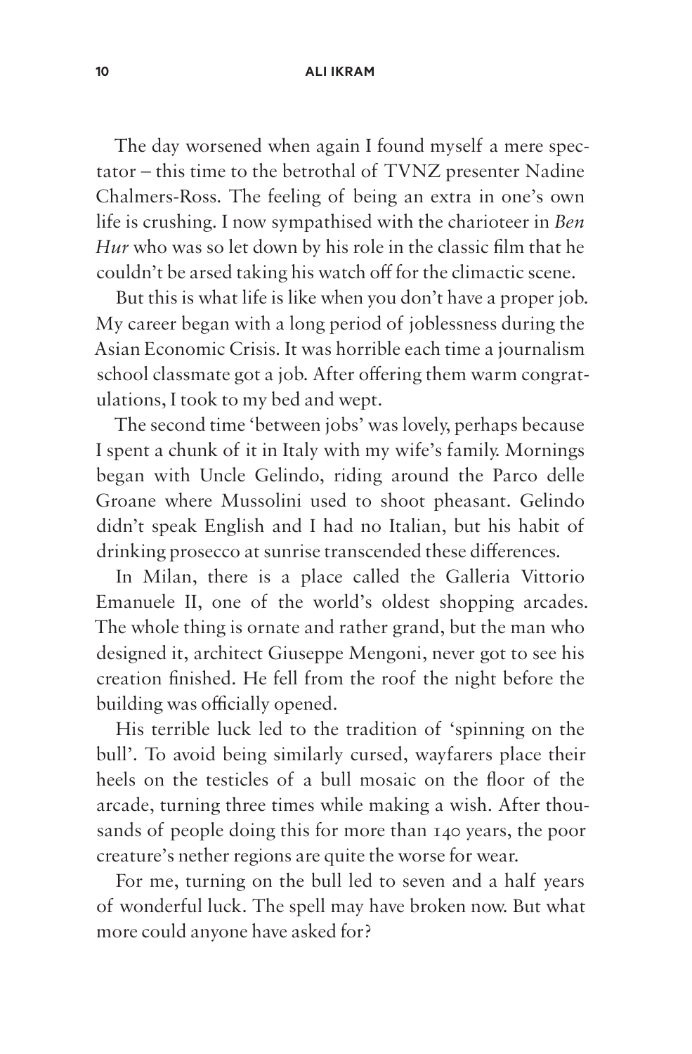The day worsened when again I found myself a mere spectator – this time to the betrothal of TVNZ presenter Nadine Chalmers-Ross. The feeling of being an extra in one's own life is crushing. I now sympathised with the charioteer in *Ben Hur* who was so let down by his role in the classic film that he couldn't be arsed taking his watch off for the climactic scene.

But this is what life is like when you don't have a proper job. My career began with a long period of joblessness during the Asian Economic Crisis. It was horrible each time a journalism school classmate got a job. After offering them warm congratulations, I took to my bed and wept.

The second time 'between jobs' was lovely, perhaps because I spent a chunk of it in Italy with my wife's family. Mornings began with Uncle Gelindo, riding around the Parco delle Groane where Mussolini used to shoot pheasant. Gelindo didn't speak English and I had no Italian, but his habit of drinking prosecco at sunrise transcended these differences.

In Milan, there is a place called the Galleria Vittorio Emanuele II, one of the world's oldest shopping arcades. The whole thing is ornate and rather grand, but the man who designed it, architect Giuseppe Mengoni, never got to see his creation finished. He fell from the roof the night before the building was officially opened.

His terrible luck led to the tradition of 'spinning on the bull'. To avoid being similarly cursed, wayfarers place their heels on the testicles of a bull mosaic on the floor of the arcade, turning three times while making a wish. After thousands of people doing this for more than 140 years, the poor creature's nether regions are quite the worse for wear.

For me, turning on the bull led to seven and a half years of wonderful luck. The spell may have broken now. But what more could anyone have asked for?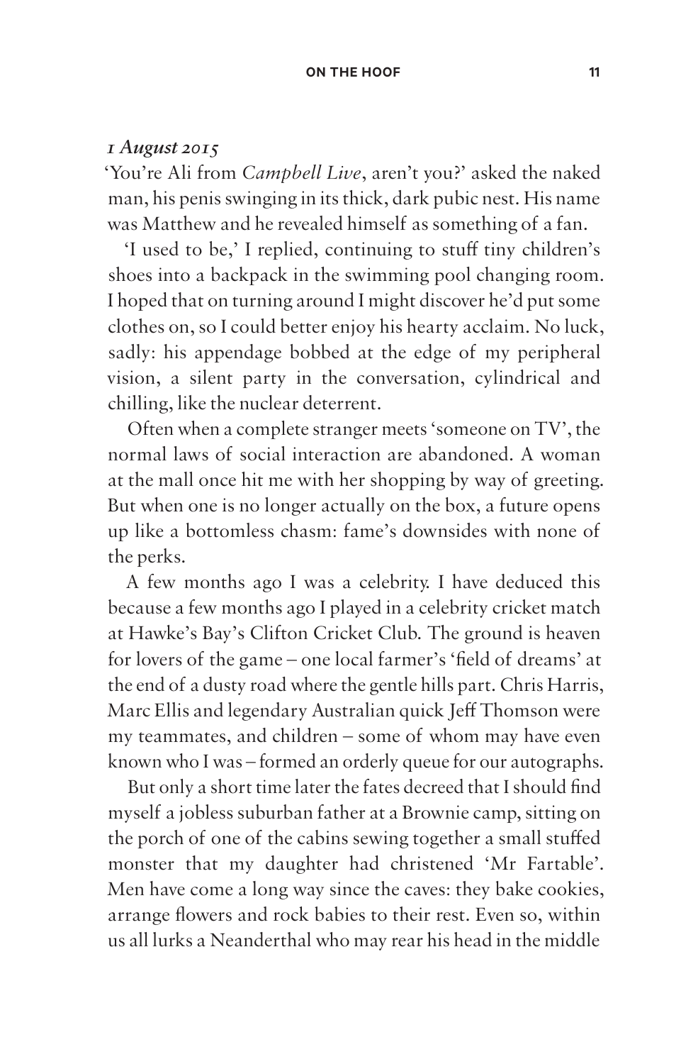*1 August 2015*

'You're Ali from *Campbell Live*, aren't you?' asked the naked man, his penis swinging in its thick, dark pubic nest. His name was Matthew and he revealed himself as something of a fan.

'I used to be,' I replied, continuing to stuff tiny children's shoes into a backpack in the swimming pool changing room. I hoped that on turning around I might discover he'd put some clothes on, so I could better enjoy his hearty acclaim. No luck, sadly: his appendage bobbed at the edge of my peripheral vision, a silent party in the conversation, cylindrical and chilling, like the nuclear deterrent.

Often when a complete stranger meets 'someone on TV', the normal laws of social interaction are abandoned. A woman at the mall once hit me with her shopping by way of greeting. But when one is no longer actually on the box, a future opens up like a bottomless chasm: fame's downsides with none of the perks.

A few months ago I was a celebrity. I have deduced this because a few months ago I played in a celebrity cricket match at Hawke's Bay's Clifton Cricket Club. The ground is heaven for lovers of the game – one local farmer's 'field of dreams' at the end of a dusty road where the gentle hills part. Chris Harris, Marc Ellis and legendary Australian quick Jeff Thomson were my teammates, and children – some of whom may have even known who I was – formed an orderly queue for our autographs.

But only a short time later the fates decreed that I should find myself a jobless suburban father at a Brownie camp, sitting on the porch of one of the cabins sewing together a small stuffed monster that my daughter had christened 'Mr Fartable'. Men have come a long way since the caves: they bake cookies, arrange flowers and rock babies to their rest. Even so, within us all lurks a Neanderthal who may rear his head in the middle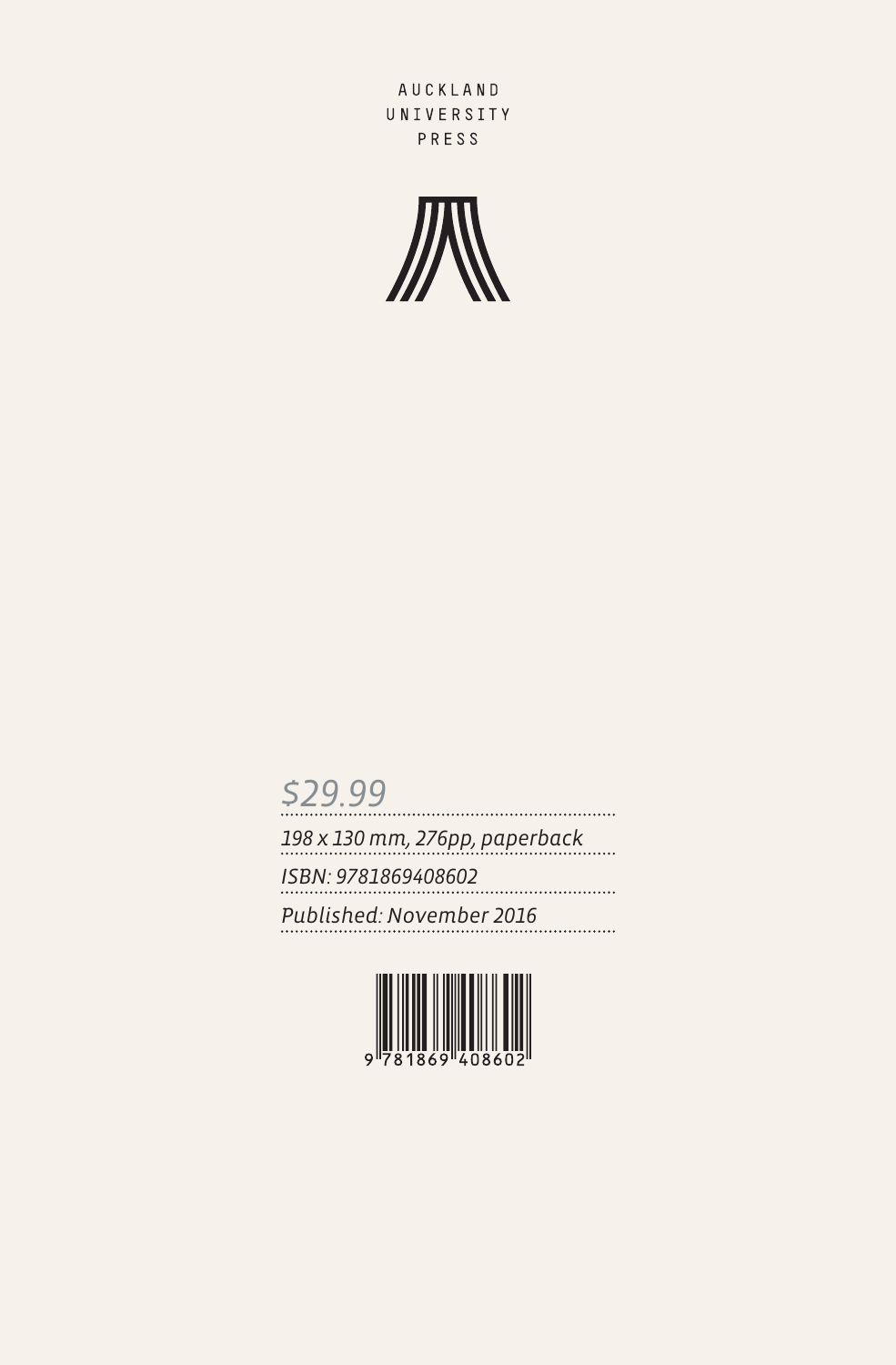AUCKLAND
UNIVERSITY
PRESS

*$29.99*

*198 x 130 mm, 276pp, paperback*

*ISBN: 9781869408602*

*Published: November 2016*

9 781869 408602